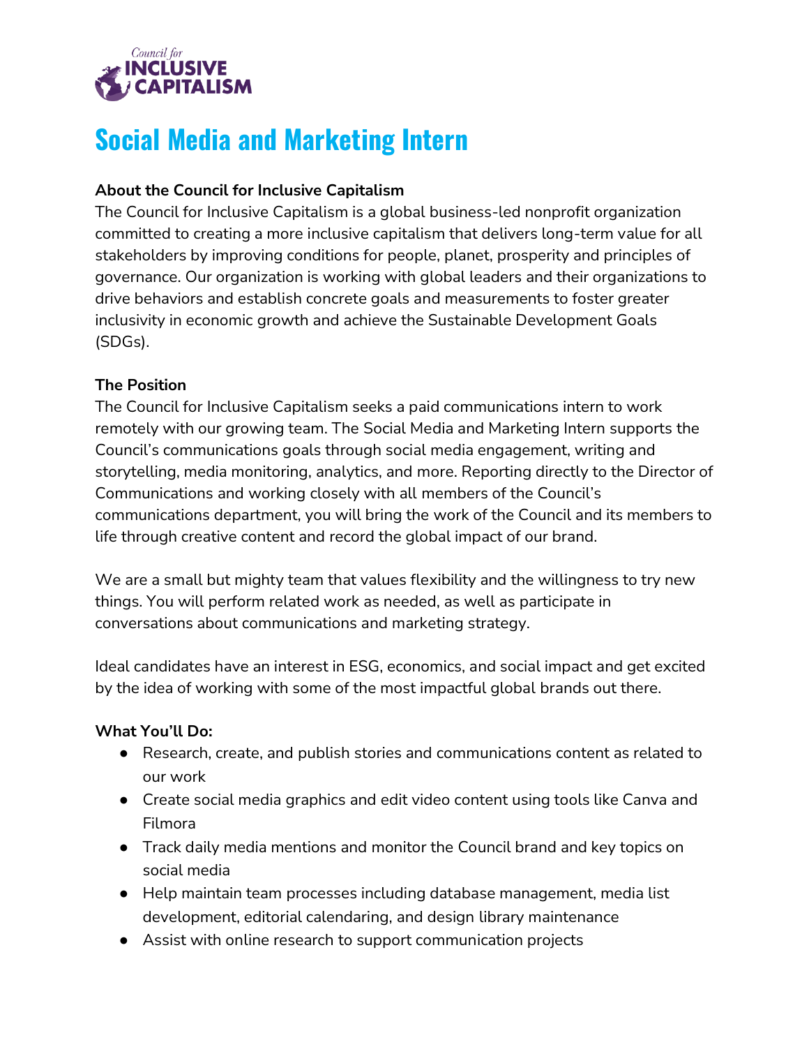# Social Media and Marketing Intern

**About the Council for Inclusive Capitalism**

The Council for Inclusive Capitalism is a global business-led nonprofit organization committed to creating a more inclusive capitalism that delivers long-term value for all stakeholders by improving conditions for people, planet, prosperity and principles of governance. Our organization is working with global leaders and their organizations to drive behaviors and establish concrete goals and measurements to foster greater inclusivity in economic growth and achieve the Sustainable Development Goals (SDGs).

**The Position**

The Council for Inclusive Capitalism seeks a paid communications intern to work remotely with our growing team. The Social Media and Marketing Intern supports the Council's communications goals through social media engagement, writing and storytelling, media monitoring, analytics, and more. Reporting directly to the Director of Communications and working closely with all members of the Council's communications department, you will bring the work of the Council and its members to life through creative content and record the global impact of our brand.

We are a small but mighty team that values flexibility and the willingness to try new things. You will perform related work as needed, as well as participate in conversations about communications and marketing strategy.

Ideal candidates have an interest in ESG, economics, and social impact and get excited by the idea of working with some of the most impactful global brands out there.

**What You'll Do:**

- Research, create, and publish stories and communications content as related to our work
- Create social media graphics and edit video content using tools like Canva and Filmora
- Track daily media mentions and monitor the Council brand and key topics on social media
- Help maintain team processes including database management, media list development, editorial calendaring, and design library maintenance
- Assist with online research to support communication projects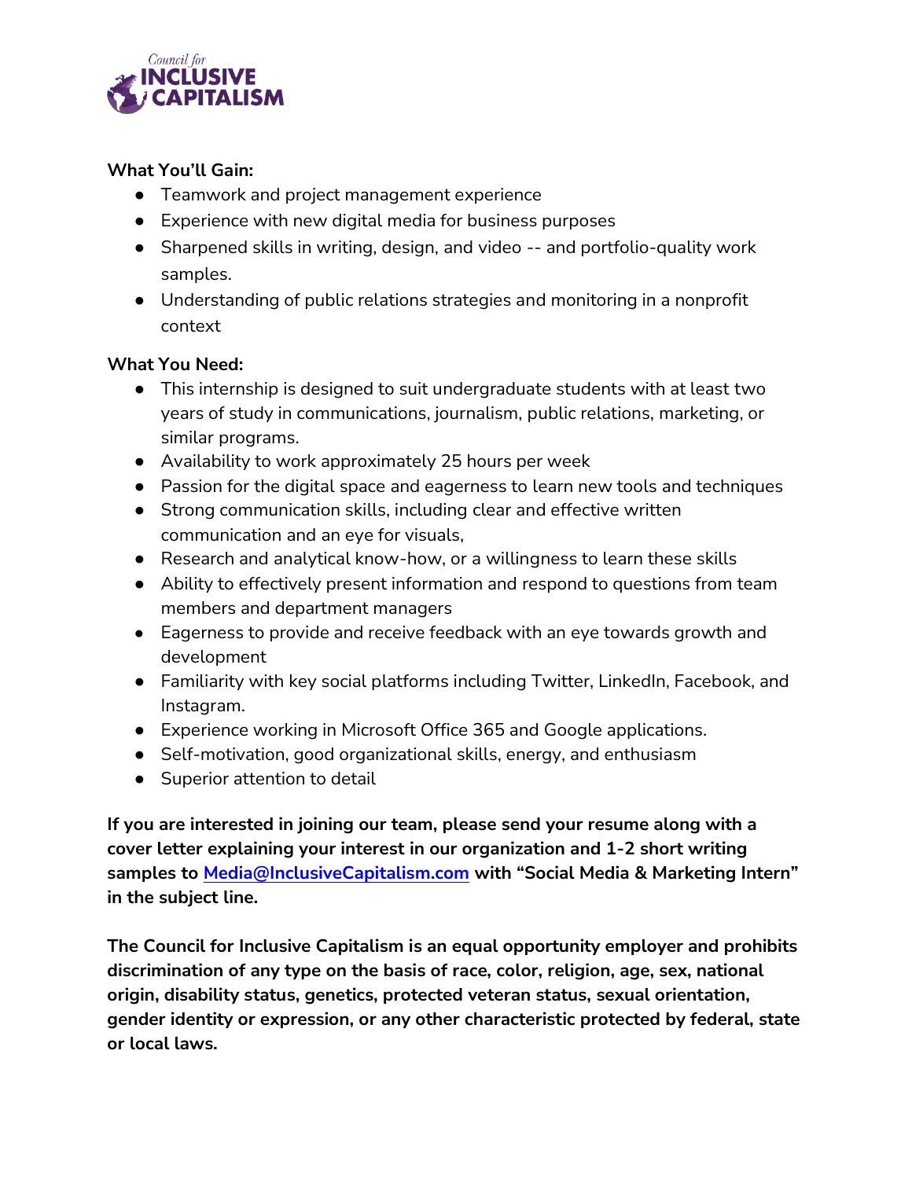**What You'll Gain:**

- Teamwork and project management experience
- Experience with new digital media for business purposes
- Sharpened skills in writing, design, and video -- and portfolio-quality work samples.
- Understanding of public relations strategies and monitoring in a nonprofit context

**What You Need:**

- This internship is designed to suit undergraduate students with at least two years of study in communications, journalism, public relations, marketing, or similar programs.
- Availability to work approximately 25 hours per week
- Passion for the digital space and eagerness to learn new tools and techniques
- Strong communication skills, including clear and effective written communication and an eye for visuals,
- Research and analytical know-how, or a willingness to learn these skills
- Ability to effectively present information and respond to questions from team members and department managers
- Eagerness to provide and receive feedback with an eye towards growth and development
- Familiarity with key social platforms including Twitter, LinkedIn, Facebook, and Instagram.
- Experience working in Microsoft Office 365 and Google applications.
- Self-motivation, good organizational skills, energy, and enthusiasm
- Superior attention to detail

**If you are interested in joining our team, please send your resume along with a cover letter explaining your interest in our organization and 1-2 short writing samples to [Media@InclusiveCapitalism.com](mailto:Media@InclusiveCapitalism.com) with "Social Media & Marketing Intern" in the subject line.**

**The Council for Inclusive Capitalism is an equal opportunity employer and prohibits discrimination of any type on the basis of race, color, religion, age, sex, national origin, disability status, genetics, protected veteran status, sexual orientation, gender identity or expression, or any other characteristic protected by federal, state or local laws.**